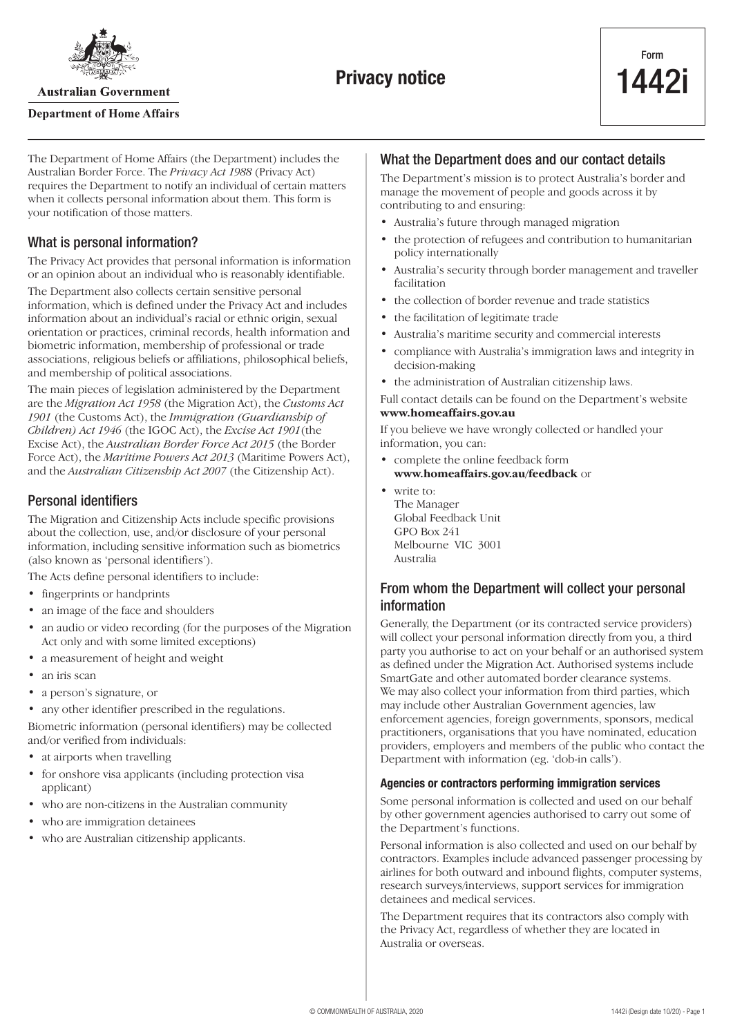Australian Government

Department of Home Affairs

# Privacy notice

Form **1442i**

The Department of Home Affairs (the Department) includes the Australian Border Force. The *Privacy Act 1988* (Privacy Act) requires the Department to notify an individual of certain matters when it collects personal information about them. This form is your notification of those matters.

## What is personal information?

The Privacy Act provides that personal information is information or an opinion about an individual who is reasonably identifiable.

The Department also collects certain sensitive personal information, which is defined under the Privacy Act and includes information about an individual's racial or ethnic origin, sexual orientation or practices, criminal records, health information and biometric information, membership of professional or trade associations, religious beliefs or affiliations, philosophical beliefs, and membership of political associations.

The main pieces of legislation administered by the Department are the *Migration Act 1958* (the Migration Act), the *Customs Act 1901* (the Customs Act), the *Immigration (Guardianship of Children) Act 1946* (the IGOC Act), the *Excise Act 1901*(the Excise Act), the *Australian Border Force Act 2015* (the Border Force Act), the *Maritime Powers Act 2013* (Maritime Powers Act), and the *Australian Citizenship Act 2007* (the Citizenship Act).

## Personal identifiers

The Migration and Citizenship Acts include specific provisions about the collection, use, and/or disclosure of your personal information, including sensitive information such as biometrics (also known as 'personal identifiers').

The Acts define personal identifiers to include:

- fingerprints or handprints
- an image of the face and shoulders
- an audio or video recording (for the purposes of the Migration Act only and with some limited exceptions)
- a measurement of height and weight
- an iris scan
- a person's signature, or
- any other identifier prescribed in the regulations.

Biometric information (personal identifiers) may be collected and/or verified from individuals:

- at airports when travelling
- for onshore visa applicants (including protection visa applicant)
- who are non-citizens in the Australian community
- who are immigration detainees
- who are Australian citizenship applicants.

## What the Department does and our contact details

The Department's mission is to protect Australia's border and manage the movement of people and goods across it by contributing to and ensuring:

- Australia's future through managed migration
- the protection of refugees and contribution to humanitarian policy internationally
- Australia's security through border management and traveller facilitation
- the collection of border revenue and trade statistics
- the facilitation of legitimate trade
- Australia's maritime security and commercial interests
- compliance with Australia's immigration laws and integrity in decision-making
- the administration of Australian citizenship laws.

Full contact details can be found on the Department's website **www.homeaffairs.gov.au**

If you believe we have wrongly collected or handled your information, you can:

- complete the online feedback form **www.homeaffairs.gov.au/feedback** or
- write to:
  The Manager
  Global Feedback Unit
  GPO Box 241
  Melbourne VIC 3001
  Australia

## From whom the Department will collect your personal information

Generally, the Department (or its contracted service providers) will collect your personal information directly from you, a third party you authorise to act on your behalf or an authorised system as defined under the Migration Act. Authorised systems include SmartGate and other automated border clearance systems. We may also collect your information from third parties, which may include other Australian Government agencies, law enforcement agencies, foreign governments, sponsors, medical practitioners, organisations that you have nominated, education providers, employers and members of the public who contact the Department with information (eg. 'dob-in calls').

### Agencies or contractors performing immigration services

Some personal information is collected and used on our behalf by other government agencies authorised to carry out some of the Department's functions.

Personal information is also collected and used on our behalf by contractors. Examples include advanced passenger processing by airlines for both outward and inbound flights, computer systems, research surveys/interviews, support services for immigration detainees and medical services.

The Department requires that its contractors also comply with the Privacy Act, regardless of whether they are located in Australia or overseas.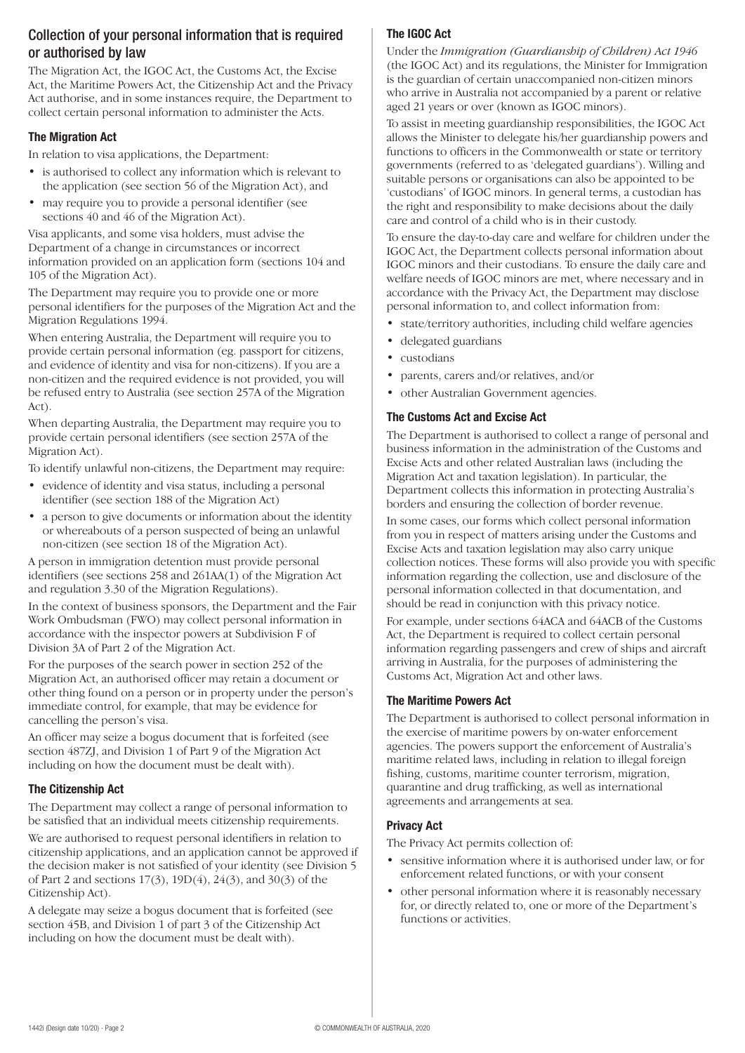## Collection of your personal information that is required or authorised by law

The Migration Act, the IGOC Act, the Customs Act, the Excise Act, the Maritime Powers Act, the Citizenship Act and the Privacy Act authorise, and in some instances require, the Department to collect certain personal information to administer the Acts.

### The Migration Act

In relation to visa applications, the Department:

- is authorised to collect any information which is relevant to the application (see section 56 of the Migration Act), and
- may require you to provide a personal identifier (see sections 40 and 46 of the Migration Act).

Visa applicants, and some visa holders, must advise the Department of a change in circumstances or incorrect information provided on an application form (sections 104 and 105 of the Migration Act).

The Department may require you to provide one or more personal identifiers for the purposes of the Migration Act and the Migration Regulations 1994.

When entering Australia, the Department will require you to provide certain personal information (eg. passport for citizens, and evidence of identity and visa for non-citizens). If you are a non-citizen and the required evidence is not provided, you will be refused entry to Australia (see section 257A of the Migration Act).

When departing Australia, the Department may require you to provide certain personal identifiers (see section 257A of the Migration Act).

To identify unlawful non-citizens, the Department may require:

- evidence of identity and visa status, including a personal identifier (see section 188 of the Migration Act)
- a person to give documents or information about the identity or whereabouts of a person suspected of being an unlawful non-citizen (see section 18 of the Migration Act).

A person in immigration detention must provide personal identifiers (see sections 258 and 261AA(1) of the Migration Act and regulation 3.30 of the Migration Regulations).

In the context of business sponsors, the Department and the Fair Work Ombudsman (FWO) may collect personal information in accordance with the inspector powers at Subdivision F of Division 3A of Part 2 of the Migration Act.

For the purposes of the search power in section 252 of the Migration Act, an authorised officer may retain a document or other thing found on a person or in property under the person's immediate control, for example, that may be evidence for cancelling the person's visa.

An officer may seize a bogus document that is forfeited (see section 487ZJ, and Division 1 of Part 9 of the Migration Act including on how the document must be dealt with).

### The Citizenship Act

The Department may collect a range of personal information to be satisfied that an individual meets citizenship requirements.

We are authorised to request personal identifiers in relation to citizenship applications, and an application cannot be approved if the decision maker is not satisfied of your identity (see Division 5 of Part 2 and sections 17(3), 19D(4), 24(3), and 30(3) of the Citizenship Act).

A delegate may seize a bogus document that is forfeited (see section 45B, and Division 1 of part 3 of the Citizenship Act including on how the document must be dealt with).

### The IGOC Act

Under the *Immigration (Guardianship of Children) Act 1946* (the IGOC Act) and its regulations, the Minister for Immigration is the guardian of certain unaccompanied non-citizen minors who arrive in Australia not accompanied by a parent or relative aged 21 years or over (known as IGOC minors).

To assist in meeting guardianship responsibilities, the IGOC Act allows the Minister to delegate his/her guardianship powers and functions to officers in the Commonwealth or state or territory governments (referred to as 'delegated guardians'). Willing and suitable persons or organisations can also be appointed to be 'custodians' of IGOC minors. In general terms, a custodian has the right and responsibility to make decisions about the daily care and control of a child who is in their custody.

To ensure the day-to-day care and welfare for children under the IGOC Act, the Department collects personal information about IGOC minors and their custodians. To ensure the daily care and welfare needs of IGOC minors are met, where necessary and in accordance with the Privacy Act, the Department may disclose personal information to, and collect information from:

- state/territory authorities, including child welfare agencies
- delegated guardians
- custodians
- parents, carers and/or relatives, and/or
- other Australian Government agencies.

### The Customs Act and Excise Act

The Department is authorised to collect a range of personal and business information in the administration of the Customs and Excise Acts and other related Australian laws (including the Migration Act and taxation legislation). In particular, the Department collects this information in protecting Australia's borders and ensuring the collection of border revenue.

In some cases, our forms which collect personal information from you in respect of matters arising under the Customs and Excise Acts and taxation legislation may also carry unique collection notices. These forms will also provide you with specific information regarding the collection, use and disclosure of the personal information collected in that documentation, and should be read in conjunction with this privacy notice.

For example, under sections 64ACA and 64ACB of the Customs Act, the Department is required to collect certain personal information regarding passengers and crew of ships and aircraft arriving in Australia, for the purposes of administering the Customs Act, Migration Act and other laws.

### The Maritime Powers Act

The Department is authorised to collect personal information in the exercise of maritime powers by on-water enforcement agencies. The powers support the enforcement of Australia's maritime related laws, including in relation to illegal foreign fishing, customs, maritime counter terrorism, migration, quarantine and drug trafficking, as well as international agreements and arrangements at sea.

### Privacy Act

The Privacy Act permits collection of:

- sensitive information where it is authorised under law, or for enforcement related functions, or with your consent
- other personal information where it is reasonably necessary for, or directly related to, one or more of the Department's functions or activities.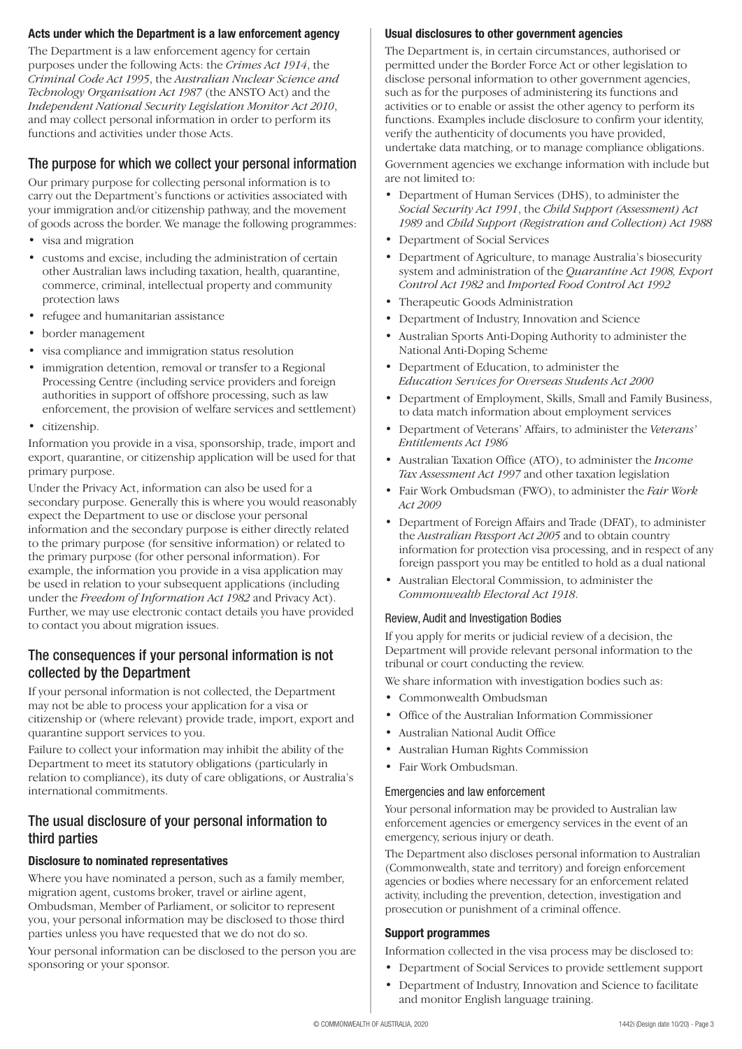### Acts under which the Department is a law enforcement agency

The Department is a law enforcement agency for certain purposes under the following Acts: the *Crimes Act 1914*, the *Criminal Code Act 1995*, the *Australian Nuclear Science and Technology Organisation Act 1987* (the ANSTO Act) and the *Independent National Security Legislation Monitor Act 2010*, and may collect personal information in order to perform its functions and activities under those Acts.

## The purpose for which we collect your personal information

Our primary purpose for collecting personal information is to carry out the Department's functions or activities associated with your immigration and/or citizenship pathway, and the movement of goods across the border. We manage the following programmes:

- visa and migration
- customs and excise, including the administration of certain other Australian laws including taxation, health, quarantine, commerce, criminal, intellectual property and community protection laws
- refugee and humanitarian assistance
- border management
- visa compliance and immigration status resolution
- immigration detention, removal or transfer to a Regional Processing Centre (including service providers and foreign authorities in support of offshore processing, such as law enforcement, the provision of welfare services and settlement)
- citizenship.

Information you provide in a visa, sponsorship, trade, import and export, quarantine, or citizenship application will be used for that primary purpose.

Under the Privacy Act, information can also be used for a secondary purpose. Generally this is where you would reasonably expect the Department to use or disclose your personal information and the secondary purpose is either directly related to the primary purpose (for sensitive information) or related to the primary purpose (for other personal information). For example, the information you provide in a visa application may be used in relation to your subsequent applications (including under the *Freedom of Information Act 1982* and Privacy Act). Further, we may use electronic contact details you have provided to contact you about migration issues.

## The consequences if your personal information is not collected by the Department

If your personal information is not collected, the Department may not be able to process your application for a visa or citizenship or (where relevant) provide trade, import, export and quarantine support services to you.

Failure to collect your information may inhibit the ability of the Department to meet its statutory obligations (particularly in relation to compliance), its duty of care obligations, or Australia's international commitments.

## The usual disclosure of your personal information to third parties

### Disclosure to nominated representatives

Where you have nominated a person, such as a family member, migration agent, customs broker, travel or airline agent, Ombudsman, Member of Parliament, or solicitor to represent you, your personal information may be disclosed to those third parties unless you have requested that we do not do so.

Your personal information can be disclosed to the person you are sponsoring or your sponsor.

### Usual disclosures to other government agencies

The Department is, in certain circumstances, authorised or permitted under the Border Force Act or other legislation to disclose personal information to other government agencies, such as for the purposes of administering its functions and activities or to enable or assist the other agency to perform its functions. Examples include disclosure to confirm your identity, verify the authenticity of documents you have provided, undertake data matching, or to manage compliance obligations.

Government agencies we exchange information with include but are not limited to:

- Department of Human Services (DHS), to administer the *Social Security Act 1991*, the *Child Support (Assessment) Act 1989* and *Child Support (Registration and Collection) Act 1988*
- Department of Social Services
- Department of Agriculture, to manage Australia's biosecurity system and administration of the *Quarantine Act 1908, Export Control Act 1982* and *Imported Food Control Act 1992*
- Therapeutic Goods Administration
- Department of Industry, Innovation and Science
- Australian Sports Anti-Doping Authority to administer the National Anti-Doping Scheme
- Department of Education, to administer the *Education Services for Overseas Students Act 2000*
- Department of Employment, Skills, Small and Family Business, to data match information about employment services
- Department of Veterans' Affairs, to administer the *Veterans' Entitlements Act 1986*
- Australian Taxation Office (ATO), to administer the *Income Tax Assessment Act 1997* and other taxation legislation
- Fair Work Ombudsman (FWO), to administer the *Fair Work Act 2009*
- Department of Foreign Affairs and Trade (DFAT), to administer the *Australian Passport Act 2005* and to obtain country information for protection visa processing, and in respect of any foreign passport you may be entitled to hold as a dual national
- Australian Electoral Commission, to administer the *Commonwealth Electoral Act 1918*.

#### Review, Audit and Investigation Bodies

If you apply for merits or judicial review of a decision, the Department will provide relevant personal information to the tribunal or court conducting the review.

We share information with investigation bodies such as:

- Commonwealth Ombudsman
- Office of the Australian Information Commissioner
- Australian National Audit Office
- Australian Human Rights Commission
- Fair Work Ombudsman.

#### Emergencies and law enforcement

Your personal information may be provided to Australian law enforcement agencies or emergency services in the event of an emergency, serious injury or death.

The Department also discloses personal information to Australian (Commonwealth, state and territory) and foreign enforcement agencies or bodies where necessary for an enforcement related activity, including the prevention, detection, investigation and prosecution or punishment of a criminal offence.

### Support programmes

Information collected in the visa process may be disclosed to:

- Department of Social Services to provide settlement support
- Department of Industry, Innovation and Science to facilitate and monitor English language training.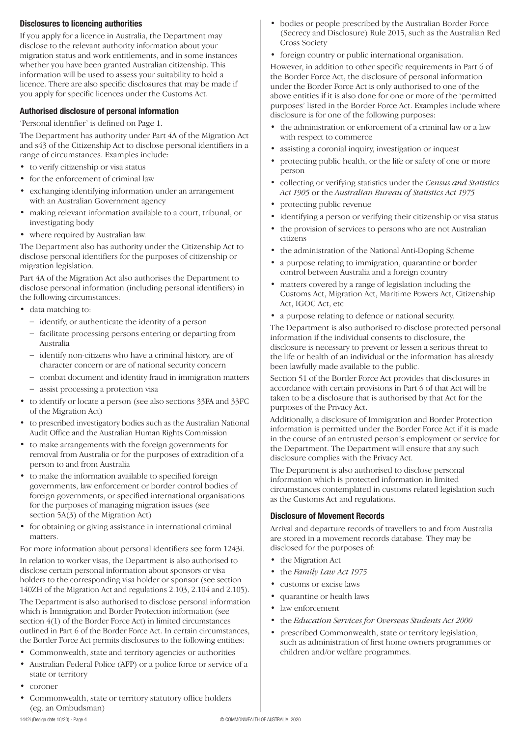### Disclosures to licencing authorities

If you apply for a licence in Australia, the Department may disclose to the relevant authority information about your migration status and work entitlements, and in some instances whether you have been granted Australian citizenship. This information will be used to assess your suitability to hold a licence. There are also specific disclosures that may be made if you apply for specific licences under the Customs Act.

### Authorised disclosure of personal information

'Personal identifier' is defined on Page 1.

The Department has authority under Part 4A of the Migration Act and s43 of the Citizenship Act to disclose personal identifiers in a range of circumstances. Examples include:

- to verify citizenship or visa status
- for the enforcement of criminal law
- exchanging identifying information under an arrangement with an Australian Government agency
- making relevant information available to a court, tribunal, or investigating body
- where required by Australian law.

The Department also has authority under the Citizenship Act to disclose personal identifiers for the purposes of citizenship or migration legislation.

Part 4A of the Migration Act also authorises the Department to disclose personal information (including personal identifiers) in the following circumstances:

- data matching to:
  - identify, or authenticate the identity of a person
  - facilitate processing persons entering or departing from Australia
  - identify non-citizens who have a criminal history, are of character concern or are of national security concern
  - combat document and identity fraud in immigration matters
  - assist processing a protection visa
- to identify or locate a person (see also sections 33FA and 33FC of the Migration Act)
- to prescribed investigatory bodies such as the Australian National Audit Office and the Australian Human Rights Commission
- to make arrangements with the foreign governments for removal from Australia or for the purposes of extradition of a person to and from Australia
- to make the information available to specified foreign governments, law enforcement or border control bodies of foreign governments, or specified international organisations for the purposes of managing migration issues (see section 5A(3) of the Migration Act)
- for obtaining or giving assistance in international criminal matters.

For more information about personal identifiers see form 1243i.

In relation to worker visas, the Department is also authorised to disclose certain personal information about sponsors or visa holders to the corresponding visa holder or sponsor (see section 140ZH of the Migration Act and regulations 2.103, 2.104 and 2.105).

The Department is also authorised to disclose personal information which is Immigration and Border Protection information (see section 4(1) of the Border Force Act) in limited circumstances outlined in Part 6 of the Border Force Act. In certain circumstances, the Border Force Act permits disclosures to the following entities:

- Commonwealth, state and territory agencies or authorities
- Australian Federal Police (AFP) or a police force or service of a state or territory
- coroner
- Commonwealth, state or territory statutory office holders (eg. an Ombudsman)
- bodies or people prescribed by the Australian Border Force (Secrecy and Disclosure) Rule 2015, such as the Australian Red Cross Society
- foreign country or public international organisation.

However, in addition to other specific requirements in Part 6 of the Border Force Act, the disclosure of personal information under the Border Force Act is only authorised to one of the above entities if it is also done for one or more of the 'permitted purposes' listed in the Border Force Act. Examples include where disclosure is for one of the following purposes:

- the administration or enforcement of a criminal law or a law with respect to commerce
- assisting a coronial inquiry, investigation or inquest
- protecting public health, or the life or safety of one or more person
- collecting or verifying statistics under the *Census and Statistics Act 1905* or the *Australian Bureau of Statistics Act 1975*
- protecting public revenue
- identifying a person or verifying their citizenship or visa status
- the provision of services to persons who are not Australian citizens
- the administration of the National Anti-Doping Scheme
- a purpose relating to immigration, quarantine or border control between Australia and a foreign country
- matters covered by a range of legislation including the Customs Act, Migration Act, Maritime Powers Act, Citizenship Act, IGOC Act, etc
- a purpose relating to defence or national security.

The Department is also authorised to disclose protected personal information if the individual consents to disclosure, the disclosure is necessary to prevent or lessen a serious threat to the life or health of an individual or the information has already been lawfully made available to the public.

Section 51 of the Border Force Act provides that disclosures in accordance with certain provisions in Part 6 of that Act will be taken to be a disclosure that is authorised by that Act for the purposes of the Privacy Act.

Additionally, a disclosure of Immigration and Border Protection information is permitted under the Border Force Act if it is made in the course of an entrusted person's employment or service for the Department. The Department will ensure that any such disclosure complies with the Privacy Act.

The Department is also authorised to disclose personal information which is protected information in limited circumstances contemplated in customs related legislation such as the Customs Act and regulations.

### Disclosure of Movement Records

Arrival and departure records of travellers to and from Australia are stored in a movement records database. They may be disclosed for the purposes of:

- the Migration Act
- the *Family Law Act 1975*
- customs or excise laws
- quarantine or health laws
- law enforcement
- the *Education Services for Overseas Students Act 2000*
- prescribed Commonwealth, state or territory legislation, such as administration of first home owners programmes or children and/or welfare programmes.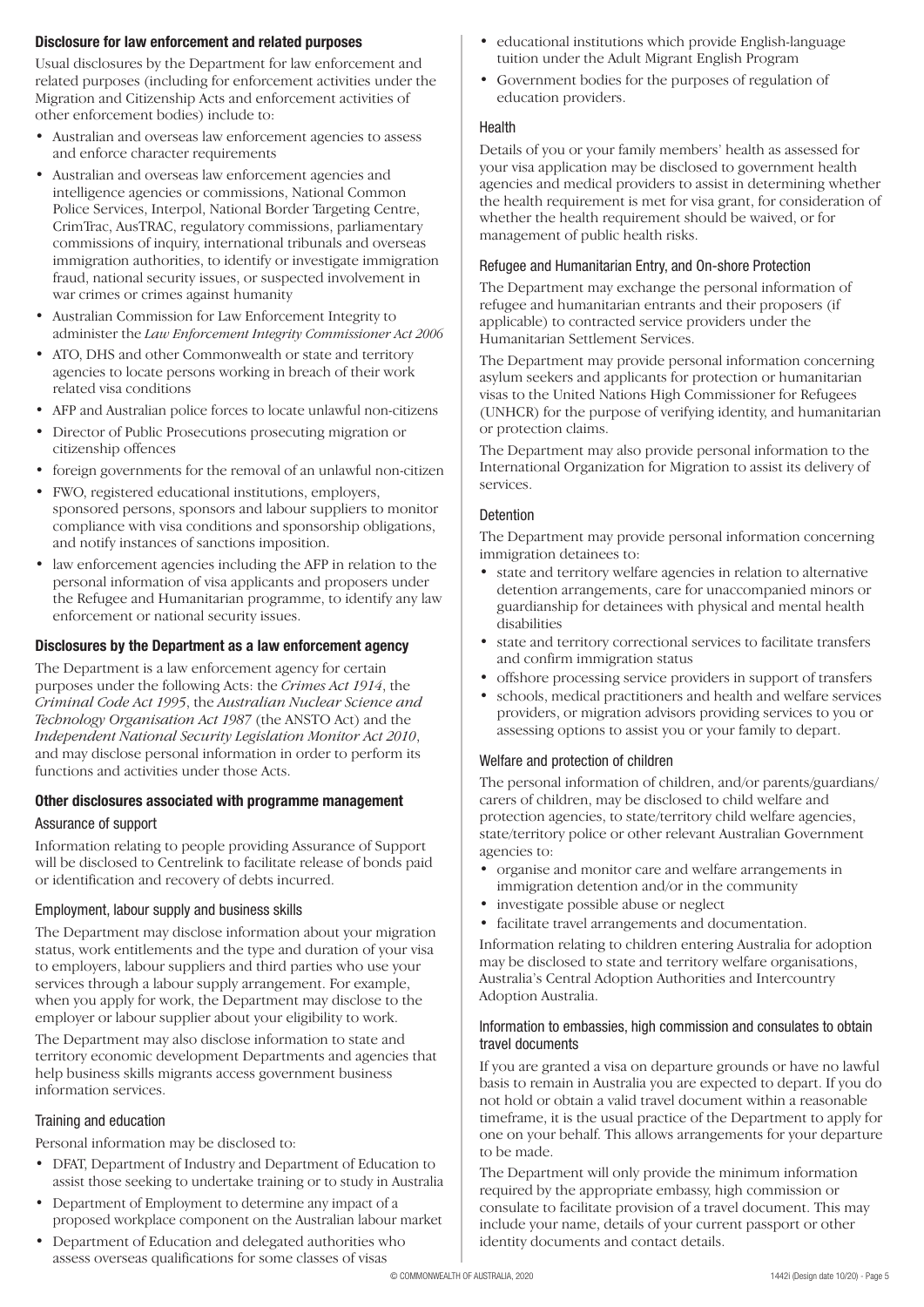### Disclosure for law enforcement and related purposes

Usual disclosures by the Department for law enforcement and related purposes (including for enforcement activities under the Migration and Citizenship Acts and enforcement activities of other enforcement bodies) include to:

- Australian and overseas law enforcement agencies to assess and enforce character requirements
- Australian and overseas law enforcement agencies and intelligence agencies or commissions, National Common Police Services, Interpol, National Border Targeting Centre, CrimTrac, AusTRAC, regulatory commissions, parliamentary commissions of inquiry, international tribunals and overseas immigration authorities, to identify or investigate immigration fraud, national security issues, or suspected involvement in war crimes or crimes against humanity
- Australian Commission for Law Enforcement Integrity to administer the *Law Enforcement Integrity Commissioner Act 2006*
- ATO, DHS and other Commonwealth or state and territory agencies to locate persons working in breach of their work related visa conditions
- AFP and Australian police forces to locate unlawful non-citizens
- Director of Public Prosecutions prosecuting migration or citizenship offences
- foreign governments for the removal of an unlawful non-citizen
- FWO, registered educational institutions, employers, sponsored persons, sponsors and labour suppliers to monitor compliance with visa conditions and sponsorship obligations, and notify instances of sanctions imposition.
- law enforcement agencies including the AFP in relation to the personal information of visa applicants and proposers under the Refugee and Humanitarian programme, to identify any law enforcement or national security issues.

### Disclosures by the Department as a law enforcement agency

The Department is a law enforcement agency for certain purposes under the following Acts: the *Crimes Act 1914*, the *Criminal Code Act 1995*, the *Australian Nuclear Science and Technology Organisation Act 1987* (the ANSTO Act) and the *Independent National Security Legislation Monitor Act 2010*, and may disclose personal information in order to perform its functions and activities under those Acts.

### Other disclosures associated with programme management

#### Assurance of support

Information relating to people providing Assurance of Support will be disclosed to Centrelink to facilitate release of bonds paid or identification and recovery of debts incurred.

#### Employment, labour supply and business skills

The Department may disclose information about your migration status, work entitlements and the type and duration of your visa to employers, labour suppliers and third parties who use your services through a labour supply arrangement. For example, when you apply for work, the Department may disclose to the employer or labour supplier about your eligibility to work.

The Department may also disclose information to state and territory economic development Departments and agencies that help business skills migrants access government business information services.

#### Training and education

Personal information may be disclosed to:

- DFAT, Department of Industry and Department of Education to assist those seeking to undertake training or to study in Australia
- Department of Employment to determine any impact of a proposed workplace component on the Australian labour market
- Department of Education and delegated authorities who assess overseas qualifications for some classes of visas
- educational institutions which provide English-language tuition under the Adult Migrant English Program
- Government bodies for the purposes of regulation of education providers.

#### Health

Details of you or your family members' health as assessed for your visa application may be disclosed to government health agencies and medical providers to assist in determining whether the health requirement is met for visa grant, for consideration of whether the health requirement should be waived, or for management of public health risks.

#### Refugee and Humanitarian Entry, and On-shore Protection

The Department may exchange the personal information of refugee and humanitarian entrants and their proposers (if applicable) to contracted service providers under the Humanitarian Settlement Services.

The Department may provide personal information concerning asylum seekers and applicants for protection or humanitarian visas to the United Nations High Commissioner for Refugees (UNHCR) for the purpose of verifying identity, and humanitarian or protection claims.

The Department may also provide personal information to the International Organization for Migration to assist its delivery of services.

#### Detention

The Department may provide personal information concerning immigration detainees to:

- state and territory welfare agencies in relation to alternative detention arrangements, care for unaccompanied minors or guardianship for detainees with physical and mental health disabilities
- state and territory correctional services to facilitate transfers and confirm immigration status
- offshore processing service providers in support of transfers
- schools, medical practitioners and health and welfare services providers, or migration advisors providing services to you or assessing options to assist you or your family to depart.

#### Welfare and protection of children

The personal information of children, and/or parents/guardians/carers of children, may be disclosed to child welfare and protection agencies, to state/territory child welfare agencies, state/territory police or other relevant Australian Government agencies to:

- organise and monitor care and welfare arrangements in immigration detention and/or in the community
- investigate possible abuse or neglect
- facilitate travel arrangements and documentation.

Information relating to children entering Australia for adoption may be disclosed to state and territory welfare organisations, Australia's Central Adoption Authorities and Intercountry Adoption Australia.

#### Information to embassies, high commission and consulates to obtain travel documents

If you are granted a visa on departure grounds or have no lawful basis to remain in Australia you are expected to depart. If you do not hold or obtain a valid travel document within a reasonable timeframe, it is the usual practice of the Department to apply for one on your behalf. This allows arrangements for your departure to be made.

The Department will only provide the minimum information required by the appropriate embassy, high commission or consulate to facilitate provision of a travel document. This may include your name, details of your current passport or other identity documents and contact details.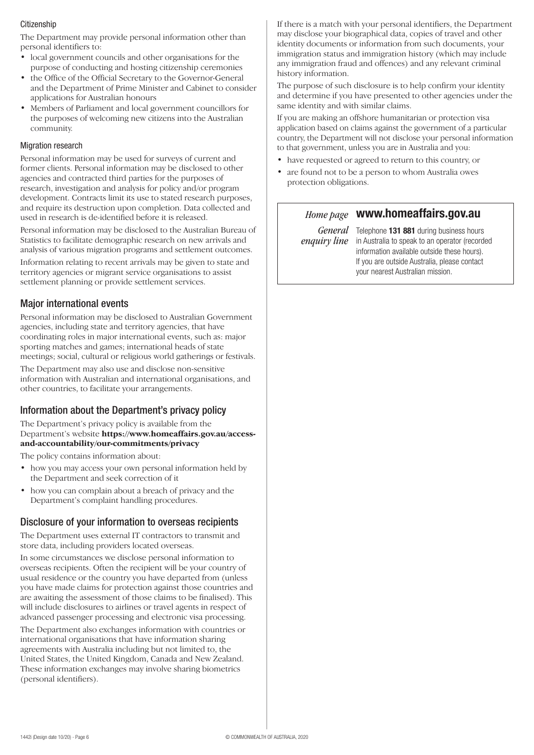#### Citizenship

The Department may provide personal information other than personal identifiers to:

- local government councils and other organisations for the purpose of conducting and hosting citizenship ceremonies
- the Office of the Official Secretary to the Governor-General and the Department of Prime Minister and Cabinet to consider applications for Australian honours
- Members of Parliament and local government councillors for the purposes of welcoming new citizens into the Australian community.

#### Migration research

Personal information may be used for surveys of current and former clients. Personal information may be disclosed to other agencies and contracted third parties for the purposes of research, investigation and analysis for policy and/or program development. Contracts limit its use to stated research purposes, and require its destruction upon completion. Data collected and used in research is de-identified before it is released.

Personal information may be disclosed to the Australian Bureau of Statistics to facilitate demographic research on new arrivals and analysis of various migration programs and settlement outcomes.

Information relating to recent arrivals may be given to state and territory agencies or migrant service organisations to assist settlement planning or provide settlement services.

### Major international events

Personal information may be disclosed to Australian Government agencies, including state and territory agencies, that have coordinating roles in major international events, such as: major sporting matches and games; international heads of state meetings; social, cultural or religious world gatherings or festivals.

The Department may also use and disclose non-sensitive information with Australian and international organisations, and other countries, to facilitate your arrangements.

### Information about the Department's privacy policy

The Department's privacy policy is available from the Department's website **https://www.homeaffairs.gov.au/access-and-accountability/our-commitments/privacy**

The policy contains information about:

- how you may access your own personal information held by the Department and seek correction of it
- how you can complain about a breach of privacy and the Department's complaint handling procedures.

### Disclosure of your information to overseas recipients

The Department uses external IT contractors to transmit and store data, including providers located overseas.

In some circumstances we disclose personal information to overseas recipients. Often the recipient will be your country of usual residence or the country you have departed from (unless you have made claims for protection against those countries and are awaiting the assessment of those claims to be finalised). This will include disclosures to airlines or travel agents in respect of advanced passenger processing and electronic visa processing.

The Department also exchanges information with countries or international organisations that have information sharing agreements with Australia including but not limited to, the United States, the United Kingdom, Canada and New Zealand. These information exchanges may involve sharing biometrics (personal identifiers).

If there is a match with your personal identifiers, the Department may disclose your biographical data, copies of travel and other identity documents or information from such documents, your immigration status and immigration history (which may include any immigration fraud and offences) and any relevant criminal history information.

The purpose of such disclosure is to help confirm your identity and determine if you have presented to other agencies under the same identity and with similar claims.

If you are making an offshore humanitarian or protection visa application based on claims against the government of a particular country, the Department will not disclose your personal information to that government, unless you are in Australia and you:

- have requested or agreed to return to this country, or
- are found not to be a person to whom Australia owes protection obligations.

*Home page* **www.homeaffairs.gov.au**

*General enquiry line* Telephone **131 881** during business hours in Australia to speak to an operator (recorded information available outside these hours). If you are outside Australia, please contact your nearest Australian mission.

1442i (Design date 10/20) - Page 6

© COMMONWEALTH OF AUSTRALIA, 2020